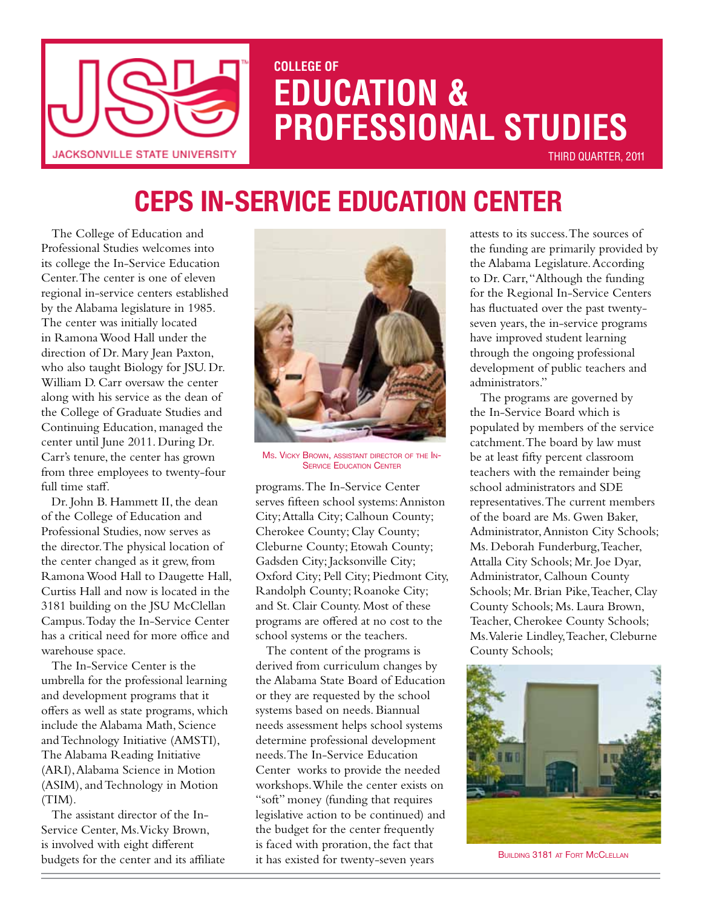JACKSONVILLE STATE UNIVERSITY

COLLEGE OF
# EDUCATION & PROFESSIONAL STUDIES

THIRD QUARTER, 2011

## CEPS IN-SERVICE EDUCATION CENTER

The College of Education and Professional Studies welcomes into its college the In-Service Education Center. The center is one of eleven regional in-service centers established by the Alabama legislature in 1985. The center was initially located in Ramona Wood Hall under the direction of Dr. Mary Jean Paxton, who also taught Biology for JSU. Dr. William D. Carr oversaw the center along with his service as the dean of the College of Graduate Studies and Continuing Education, managed the center until June 2011. During Dr. Carr's tenure, the center has grown from three employees to twenty-four full time staff.

Dr. John B. Hammett II, the dean of the College of Education and Professional Studies, now serves as the director. The physical location of the center changed as it grew, from Ramona Wood Hall to Daugette Hall, Curtiss Hall and now is located in the 3181 building on the JSU McClellan Campus. Today the In-Service Center has a critical need for more office and warehouse space.

The In-Service Center is the umbrella for the professional learning and development programs that it offers as well as state programs, which include the Alabama Math, Science and Technology Initiative (AMSTI), The Alabama Reading Initiative (ARI), Alabama Science in Motion (ASIM), and Technology in Motion (TIM).

The assistant director of the In-Service Center, Ms. Vicky Brown, is involved with eight different budgets for the center and its affiliate programs. The In-Service Center serves fifteen school systems: Anniston City; Attalla City; Calhoun County; Cherokee County; Clay County; Cleburne County; Etowah County; Gadsden City; Jacksonville City; Oxford City; Pell City; Piedmont City, Randolph County; Roanoke City; and St. Clair County. Most of these programs are offered at no cost to the school systems or the teachers.

Ms. Vicky Brown, assistant director of the In-Service Education Center

The content of the programs is derived from curriculum changes by the Alabama State Board of Education or they are requested by the school systems based on needs. Biannual needs assessment helps school systems determine professional development needs. The In-Service Education Center works to provide the needed workshops. While the center exists on "soft" money (funding that requires legislative action to be continued) and the budget for the center frequently is faced with proration, the fact that it has existed for twenty-seven years attests to its success. The sources of the funding are primarily provided by the Alabama Legislature. According to Dr. Carr, "Although the funding for the Regional In-Service Centers has fluctuated over the past twenty-seven years, the in-service programs have improved student learning through the ongoing professional development of public teachers and administrators."

The programs are governed by the In-Service Board which is populated by members of the service catchment. The board by law must be at least fifty percent classroom teachers with the remainder being school administrators and SDE representatives. The current members of the board are Ms. Gwen Baker, Administrator, Anniston City Schools; Ms. Deborah Funderburg, Teacher, Attalla City Schools; Mr. Joe Dyar, Administrator, Calhoun County Schools; Mr. Brian Pike, Teacher, Clay County Schools; Ms. Laura Brown, Teacher, Cherokee County Schools; Ms. Valerie Lindley, Teacher, Cleburne County Schools;

Building 3181 at Fort McClellan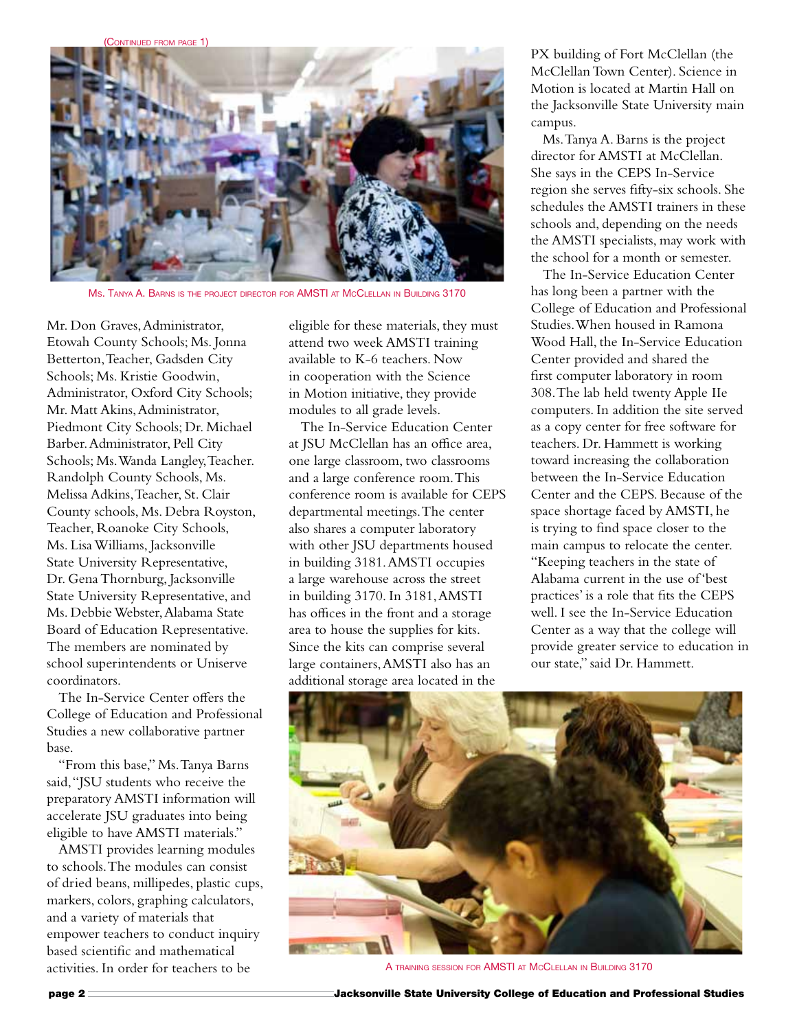(Continued from page 1)

Ms. Tanya A. Barns is the project director for AMSTI at McClellan in Building 3170

Mr. Don Graves, Administrator, Etowah County Schools; Ms. Jonna Betterton, Teacher, Gadsden City Schools; Ms. Kristie Goodwin, Administrator, Oxford City Schools; Mr. Matt Akins, Administrator, Piedmont City Schools; Dr. Michael Barber. Administrator, Pell City Schools; Ms. Wanda Langley, Teacher. Randolph County Schools, Ms. Melissa Adkins, Teacher, St. Clair County schools, Ms. Debra Royston, Teacher, Roanoke City Schools, Ms. Lisa Williams, Jacksonville State University Representative, Dr. Gena Thornburg, Jacksonville State University Representative, and Ms. Debbie Webster, Alabama State Board of Education Representative. The members are nominated by school superintendents or Uniserve coordinators.

The In-Service Center offers the College of Education and Professional Studies a new collaborative partner base.

"From this base," Ms. Tanya Barns said, "JSU students who receive the preparatory AMSTI information will accelerate JSU graduates into being eligible to have AMSTI materials."

AMSTI provides learning modules to schools. The modules can consist of dried beans, millipedes, plastic cups, markers, colors, graphing calculators, and a variety of materials that empower teachers to conduct inquiry based scientific and mathematical activities. In order for teachers to be eligible for these materials, they must attend two week AMSTI training available to K-6 teachers. Now in cooperation with the Science in Motion initiative, they provide modules to all grade levels.

The In-Service Education Center at JSU McClellan has an office area, one large classroom, two classrooms and a large conference room. This conference room is available for CEPS departmental meetings. The center also shares a computer laboratory with other JSU departments housed in building 3181. AMSTI occupies a large warehouse across the street in building 3170. In 3181, AMSTI has offices in the front and a storage area to house the supplies for kits. Since the kits can comprise several large containers, AMSTI also has an additional storage area located in the PX building of Fort McClellan (the McClellan Town Center). Science in Motion is located at Martin Hall on the Jacksonville State University main campus.

Ms. Tanya A. Barns is the project director for AMSTI at McClellan. She says in the CEPS In-Service region she serves fifty-six schools. She schedules the AMSTI trainers in these schools and, depending on the needs the AMSTI specialists, may work with the school for a month or semester.

The In-Service Education Center has long been a partner with the College of Education and Professional Studies. When housed in Ramona Wood Hall, the In-Service Education Center provided and shared the first computer laboratory in room 308. The lab held twenty Apple IIe computers. In addition the site served as a copy center for free software for teachers. Dr. Hammett is working toward increasing the collaboration between the In-Service Education Center and the CEPS. Because of the space shortage faced by AMSTI, he is trying to find space closer to the main campus to relocate the center. "Keeping teachers in the state of Alabama current in the use of 'best practices' is a role that fits the CEPS well. I see the In-Service Education Center as a way that the college will provide greater service to education in our state," said Dr. Hammett.

A training session for AMSTI at McClellan in Building 3170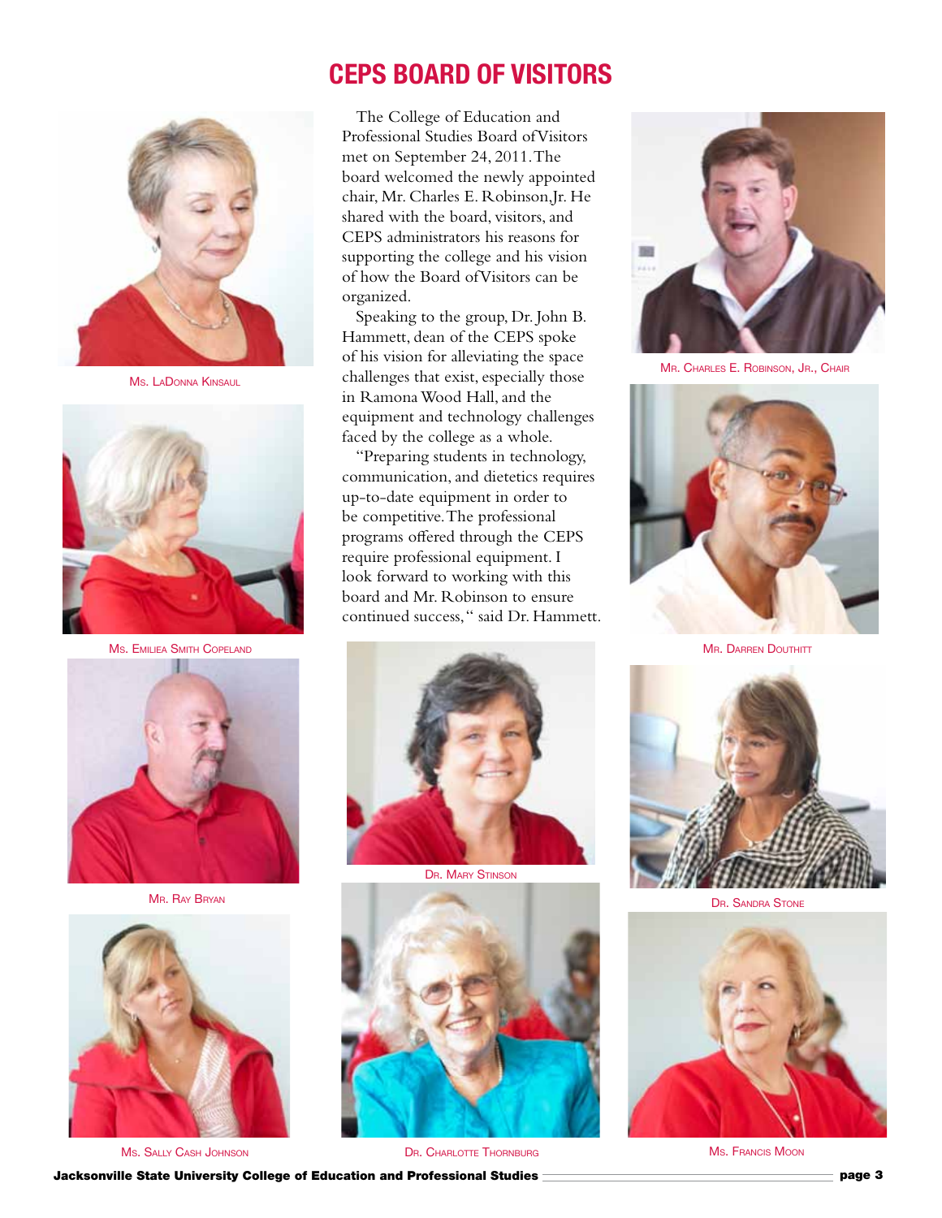# CEPS BOARD OF VISITORS

The College of Education and Professional Studies Board of Visitors met on September 24, 2011. The board welcomed the newly appointed chair, Mr. Charles E. Robinson, Jr. He shared with the board, visitors, and CEPS administrators his reasons for supporting the college and his vision of how the Board of Visitors can be organized.

Speaking to the group, Dr. John B. Hammett, dean of the CEPS spoke of his vision for alleviating the space challenges that exist, especially those in Ramona Wood Hall, and the equipment and technology challenges faced by the college as a whole.

"Preparing students in technology, communication, and dietetics requires up-to-date equipment in order to be competitive. The professional programs offered through the CEPS require professional equipment. I look forward to working with this board and Mr. Robinson to ensure continued success," said Dr. Hammett.

Ms. LaDonna Kinsaul

Ms. Emiliea Smith Copeland

Mr. Ray Bryan

Ms. Sally Cash Johnson

Mr. Charles E. Robinson, Jr., Chair

Mr. Darren Douthitt

Dr. Mary Stinson

Dr. Sandra Stone

Dr. Charlotte Thornburg

Ms. Francis Moon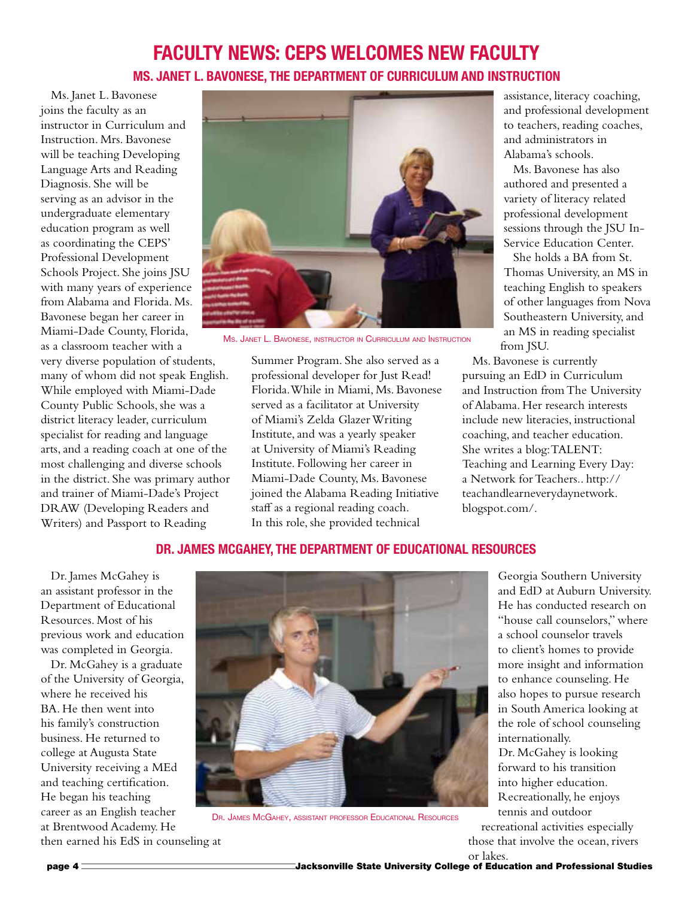# FACULTY NEWS: CEPS WELCOMES NEW FACULTY

## MS. JANET L. BAVONESE, THE DEPARTMENT OF CURRICULUM AND INSTRUCTION

Ms. Janet L. Bavonese joins the faculty as an instructor in Curriculum and Instruction. Mrs. Bavonese will be teaching Developing Language Arts and Reading Diagnosis. She will be serving as an advisor in the undergraduate elementary education program as well as coordinating the CEPS' Professional Development Schools Project. She joins JSU with many years of experience from Alabama and Florida. Ms. Bavonese began her career in Miami-Dade County, Florida, as a classroom teacher with a very diverse population of students, many of whom did not speak English. While employed with Miami-Dade County Public Schools, she was a district literacy leader, curriculum specialist for reading and language arts, and a reading coach at one of the most challenging and diverse schools in the district. She was primary author and trainer of Miami-Dade's Project DRAW (Developing Readers and Writers) and Passport to Reading Summer Program. She also served as a professional developer for Just Read! Florida. While in Miami, Ms. Bavonese served as a facilitator at University of Miami's Zelda Glazer Writing Institute, and was a yearly speaker at University of Miami's Reading Institute. Following her career in Miami-Dade County, Ms. Bavonese joined the Alabama Reading Initiative staff as a regional reading coach. In this role, she provided technical assistance, literacy coaching, and professional development to teachers, reading coaches, and administrators in Alabama's schools.

Ms. Janet L. Bavonese, instructor in Curriculum and Instruction

Ms. Bavonese has also authored and presented a variety of literacy related professional development sessions through the JSU In-Service Education Center.

She holds a BA from St. Thomas University, an MS in teaching English to speakers of other languages from Nova Southeastern University, and an MS in reading specialist from JSU.

Ms. Bavonese is currently pursuing an EdD in Curriculum and Instruction from The University of Alabama. Her research interests include new literacies, instructional coaching, and teacher education. She writes a blog: TALENT: Teaching and Learning Every Day: a Network for Teachers.. http://teachandlearneverydaynetwork.blogspot.com/.

## DR. JAMES MCGAHEY, THE DEPARTMENT OF EDUCATIONAL RESOURCES

Dr. James McGahey is an assistant professor in the Department of Educational Resources. Most of his previous work and education was completed in Georgia.

Dr. McGahey is a graduate of the University of Georgia, where he received his BA. He then went into his family's construction business. He returned to college at Augusta State University receiving a MEd and teaching certification. He began his teaching career as an English teacher at Brentwood Academy. He then earned his EdS in counseling at Georgia Southern University and EdD at Auburn University. He has conducted research on "house call counselors," where a school counselor travels to client's homes to provide more insight and information to enhance counseling. He also hopes to pursue research in South America looking at the role of school counseling internationally.

Dr. James McGahey, assistant professor Educational Resources

Dr. McGahey is looking forward to his transition into higher education. Recreationally, he enjoys tennis and outdoor recreational activities especially those that involve the ocean, rivers or lakes.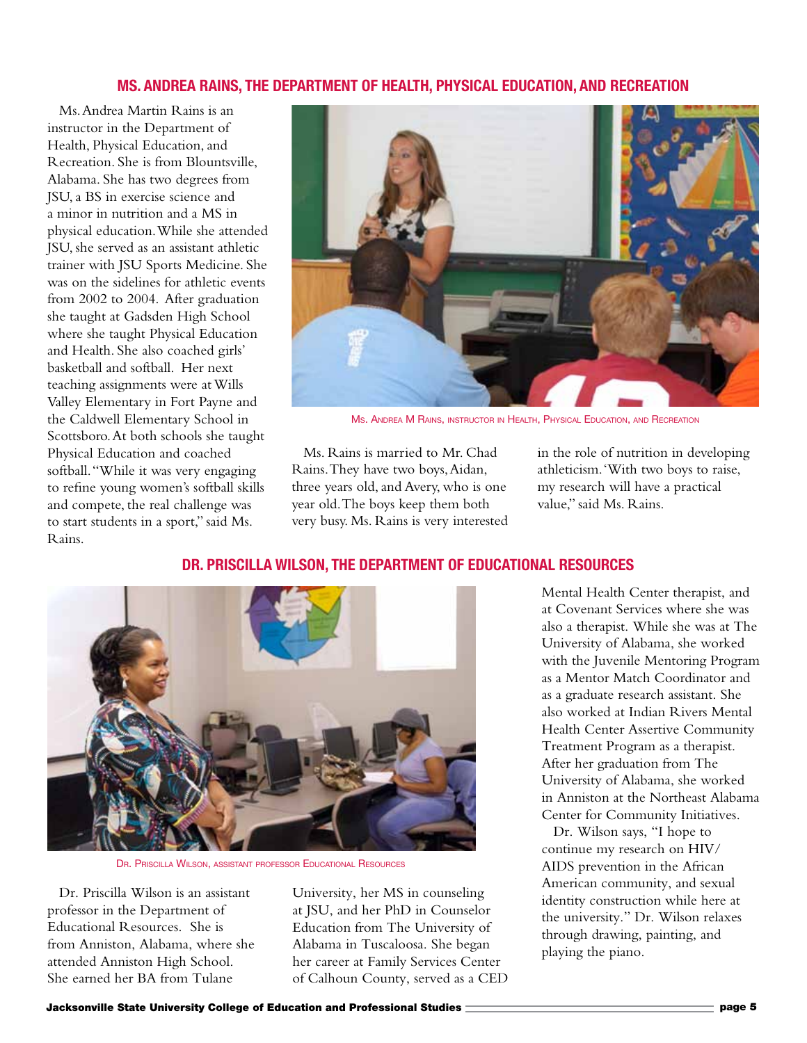## MS. ANDREA RAINS, THE DEPARTMENT OF HEALTH, PHYSICAL EDUCATION, AND RECREATION

Ms. Andrea Martin Rains is an instructor in the Department of Health, Physical Education, and Recreation. She is from Blountsville, Alabama. She has two degrees from JSU, a BS in exercise science and a minor in nutrition and a MS in physical education. While she attended JSU, she served as an assistant athletic trainer with JSU Sports Medicine. She was on the sidelines for athletic events from 2002 to 2004. After graduation she taught at Gadsden High School where she taught Physical Education and Health. She also coached girls' basketball and softball. Her next teaching assignments were at Wills Valley Elementary in Fort Payne and the Caldwell Elementary School in Scottsboro. At both schools she taught Physical Education and coached softball. "While it was very engaging to refine young women's softball skills and compete, the real challenge was to start students in a sport," said Ms. Rains.

Ms. Andrea M Rains, instructor in Health, Physical Education, and Recreation

Ms. Rains is married to Mr. Chad Rains. They have two boys, Aidan, three years old, and Avery, who is one year old. The boys keep them both very busy. Ms. Rains is very interested in the role of nutrition in developing athleticism. 'With two boys to raise, my research will have a practical value," said Ms. Rains.

## DR. PRISCILLA WILSON, THE DEPARTMENT OF EDUCATIONAL RESOURCES

Dr. Priscilla Wilson, assistant professor Educational Resources

Dr. Priscilla Wilson is an assistant professor in the Department of Educational Resources. She is from Anniston, Alabama, where she attended Anniston High School. She earned her BA from Tulane University, her MS in counseling at JSU, and her PhD in Counselor Education from The University of Alabama in Tuscaloosa. She began her career at Family Services Center of Calhoun County, served as a CED Mental Health Center therapist, and at Covenant Services where she was also a therapist. While she was at The University of Alabama, she worked with the Juvenile Mentoring Program as a Mentor Match Coordinator and as a graduate research assistant. She also worked at Indian Rivers Mental Health Center Assertive Community Treatment Program as a therapist. After her graduation from The University of Alabama, she worked in Anniston at the Northeast Alabama Center for Community Initiatives.

Dr. Wilson says, "I hope to continue my research on HIV/AIDS prevention in the African American community, and sexual identity construction while here at the university." Dr. Wilson relaxes through drawing, painting, and playing the piano.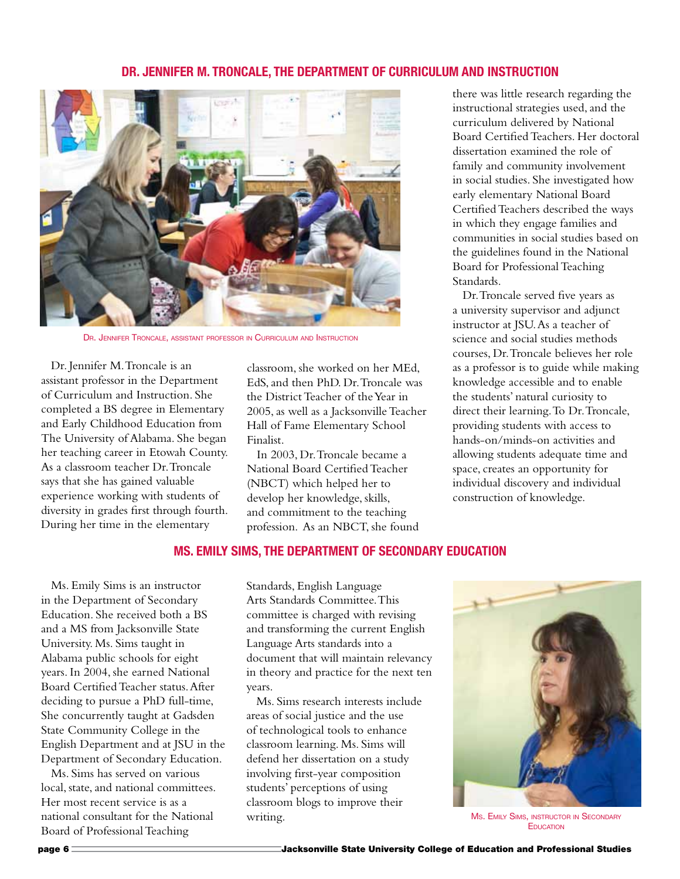## DR. JENNIFER M. TRONCALE, THE DEPARTMENT OF CURRICULUM AND INSTRUCTION

Dr. Jennifer Troncale, assistant professor in Curriculum and Instruction

Dr. Jennifer M. Troncale is an assistant professor in the Department of Curriculum and Instruction. She completed a BS degree in Elementary and Early Childhood Education from The University of Alabama. She began her teaching career in Etowah County. As a classroom teacher Dr. Troncale says that she has gained valuable experience working with students of diversity in grades first through fourth. During her time in the elementary classroom, she worked on her MEd, EdS, and then PhD. Dr. Troncale was the District Teacher of the Year in 2005, as well as a Jacksonville Teacher Hall of Fame Elementary School Finalist.

In 2003, Dr. Troncale became a National Board Certified Teacher (NBCT) which helped her to develop her knowledge, skills, and commitment to the teaching profession. As an NBCT, she found there was little research regarding the instructional strategies used, and the curriculum delivered by National Board Certified Teachers. Her doctoral dissertation examined the role of family and community involvement in social studies. She investigated how early elementary National Board Certified Teachers described the ways in which they engage families and communities in social studies based on the guidelines found in the National Board for Professional Teaching Standards.

Dr. Troncale served five years as a university supervisor and adjunct instructor at JSU. As a teacher of science and social studies methods courses, Dr. Troncale believes her role as a professor is to guide while making knowledge accessible and to enable the students' natural curiosity to direct their learning. To Dr. Troncale, providing students with access to hands-on/minds-on activities and allowing students adequate time and space, creates an opportunity for individual discovery and individual construction of knowledge.

## MS. EMILY SIMS, THE DEPARTMENT OF SECONDARY EDUCATION

Ms. Emily Sims is an instructor in the Department of Secondary Education. She received both a BS and a MS from Jacksonville State University. Ms. Sims taught in Alabama public schools for eight years. In 2004, she earned National Board Certified Teacher status. After deciding to pursue a PhD full-time, She concurrently taught at Gadsden State Community College in the English Department and at JSU in the Department of Secondary Education.

Ms. Sims has served on various local, state, and national committees. Her most recent service is as a national consultant for the National Board of Professional Teaching Standards, English Language Arts Standards Committee. This committee is charged with revising and transforming the current English Language Arts standards into a document that will maintain relevancy in theory and practice for the next ten years.

Ms. Sims research interests include areas of social justice and the use of technological tools to enhance classroom learning. Ms. Sims will defend her dissertation on a study involving first-year composition students' perceptions of using classroom blogs to improve their writing.

Ms. Emily Sims, instructor in Secondary Education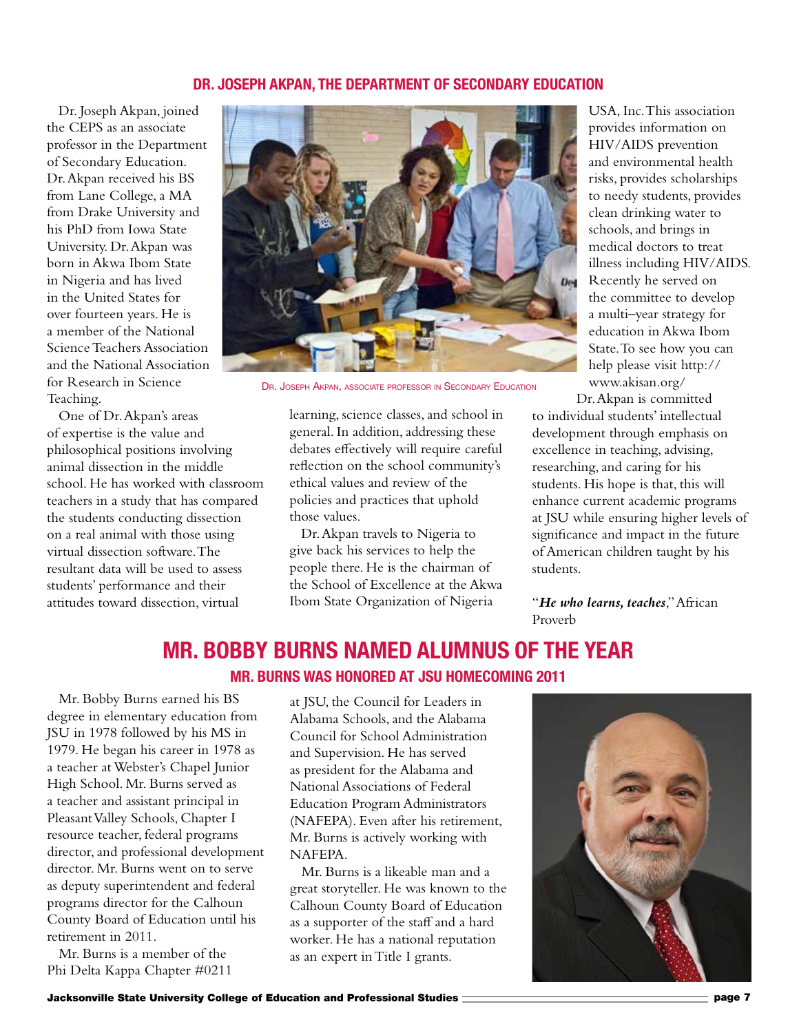## DR. JOSEPH AKPAN, THE DEPARTMENT OF SECONDARY EDUCATION

Dr. Joseph Akpan, joined the CEPS as an associate professor in the Department of Secondary Education. Dr. Akpan received his BS from Lane College, a MA from Drake University and his PhD from Iowa State University. Dr. Akpan was born in Akwa Ibom State in Nigeria and has lived in the United States for over fourteen years. He is a member of the National Science Teachers Association and the National Association for Research in Science Teaching.

Dr. Joseph Akpan, associate professor in Secondary Education

One of Dr. Akpan's areas of expertise is the value and philosophical positions involving animal dissection in the middle school. He has worked with classroom teachers in a study that has compared the students conducting dissection on a real animal with those using virtual dissection software. The resultant data will be used to assess students' performance and their attitudes toward dissection, virtual learning, science classes, and school in general. In addition, addressing these debates effectively will require careful reflection on the school community's ethical values and review of the policies and practices that uphold those values.

Dr. Akpan travels to Nigeria to give back his services to help the people there. He is the chairman of the School of Excellence at the Akwa Ibom State Organization of Nigeria USA, Inc. This association provides information on HIV/AIDS prevention and environmental health risks, provides scholarships to needy students, provides clean drinking water to schools, and brings in medical doctors to treat illness including HIV/AIDS. Recently he served on the committee to develop a multi–year strategy for education in Akwa Ibom State. To see how you can help please visit http://www.akisan.org/

Dr. Akpan is committed to individual students' intellectual development through emphasis on excellence in teaching, advising, researching, and caring for his students. His hope is that, this will enhance current academic programs at JSU while ensuring higher levels of significance and impact in the future of American children taught by his students.

"***He who learns, teaches***," African Proverb

# MR. BOBBY BURNS NAMED ALUMNUS OF THE YEAR

### MR. BURNS WAS HONORED AT JSU HOMECOMING 2011

Mr. Bobby Burns earned his BS degree in elementary education from JSU in 1978 followed by his MS in 1979. He began his career in 1978 as a teacher at Webster's Chapel Junior High School. Mr. Burns served as a teacher and assistant principal in Pleasant Valley Schools, Chapter I resource teacher, federal programs director, and professional development director. Mr. Burns went on to serve as deputy superintendent and federal programs director for the Calhoun County Board of Education until his retirement in 2011.

Mr. Burns is a member of the Phi Delta Kappa Chapter #0211 at JSU, the Council for Leaders in Alabama Schools, and the Alabama Council for School Administration and Supervision. He has served as president for the Alabama and National Associations of Federal Education Program Administrators (NAFEPA). Even after his retirement, Mr. Burns is actively working with NAFEPA.

Mr. Burns is a likeable man and a great storyteller. He was known to the Calhoun County Board of Education as a supporter of the staff and a hard worker. He has a national reputation as an expert in Title I grants.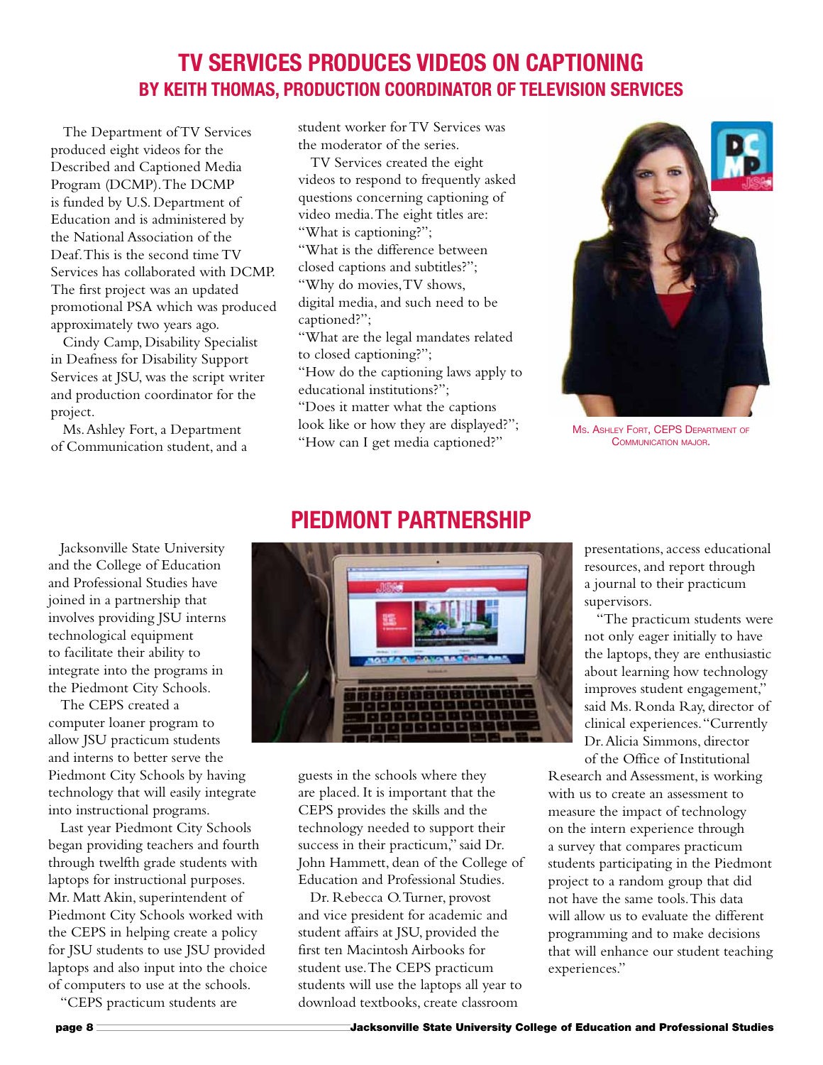# TV SERVICES PRODUCES VIDEOS ON CAPTIONING

## BY KEITH THOMAS, PRODUCTION COORDINATOR OF TELEVISION SERVICES

The Department of TV Services produced eight videos for the Described and Captioned Media Program (DCMP). The DCMP is funded by U.S. Department of Education and is administered by the National Association of the Deaf. This is the second time TV Services has collaborated with DCMP. The first project was an updated promotional PSA which was produced approximately two years ago.

Cindy Camp, Disability Specialist in Deafness for Disability Support Services at JSU, was the script writer and production coordinator for the project.

Ms. Ashley Fort, a Department of Communication student, and a student worker for TV Services was the moderator of the series.

TV Services created the eight videos to respond to frequently asked questions concerning captioning of video media. The eight titles are:

"What is captioning?";
"What is the difference between closed captions and subtitles?";
"Why do movies, TV shows, digital media, and such need to be captioned?";
"What are the legal mandates related to closed captioning?";
"How do the captioning laws apply to educational institutions?";
"Does it matter what the captions look like or how they are displayed?";
"How can I get media captioned?"

Ms. Ashley Fort, CEPS Department of Communication major.

# PIEDMONT PARTNERSHIP

Jacksonville State University and the College of Education and Professional Studies have joined in a partnership that involves providing JSU interns technological equipment to facilitate their ability to integrate into the programs in the Piedmont City Schools.

The CEPS created a computer loaner program to allow JSU practicum students and interns to better serve the Piedmont City Schools by having technology that will easily integrate into instructional programs.

Last year Piedmont City Schools began providing teachers and fourth through twelfth grade students with laptops for instructional purposes. Mr. Matt Akin, superintendent of Piedmont City Schools worked with the CEPS in helping create a policy for JSU students to use JSU provided laptops and also input into the choice of computers to use at the schools.

"CEPS practicum students are guests in the schools where they are placed. It is important that the CEPS provides the skills and the technology needed to support their success in their practicum," said Dr. John Hammett, dean of the College of Education and Professional Studies.

Dr. Rebecca O. Turner, provost and vice president for academic and student affairs at JSU, provided the first ten Macintosh Airbooks for student use. The CEPS practicum students will use the laptops all year to download textbooks, create classroom presentations, access educational resources, and report through a journal to their practicum supervisors.

"The practicum students were not only eager initially to have the laptops, they are enthusiastic about learning how technology improves student engagement," said Ms. Ronda Ray, director of clinical experiences. "Currently Dr. Alicia Simmons, director of the Office of Institutional Research and Assessment, is working with us to create an assessment to measure the impact of technology on the intern experience through a survey that compares practicum students participating in the Piedmont project to a random group that did not have the same tools. This data will allow us to evaluate the different programming and to make decisions that will enhance our student teaching experiences."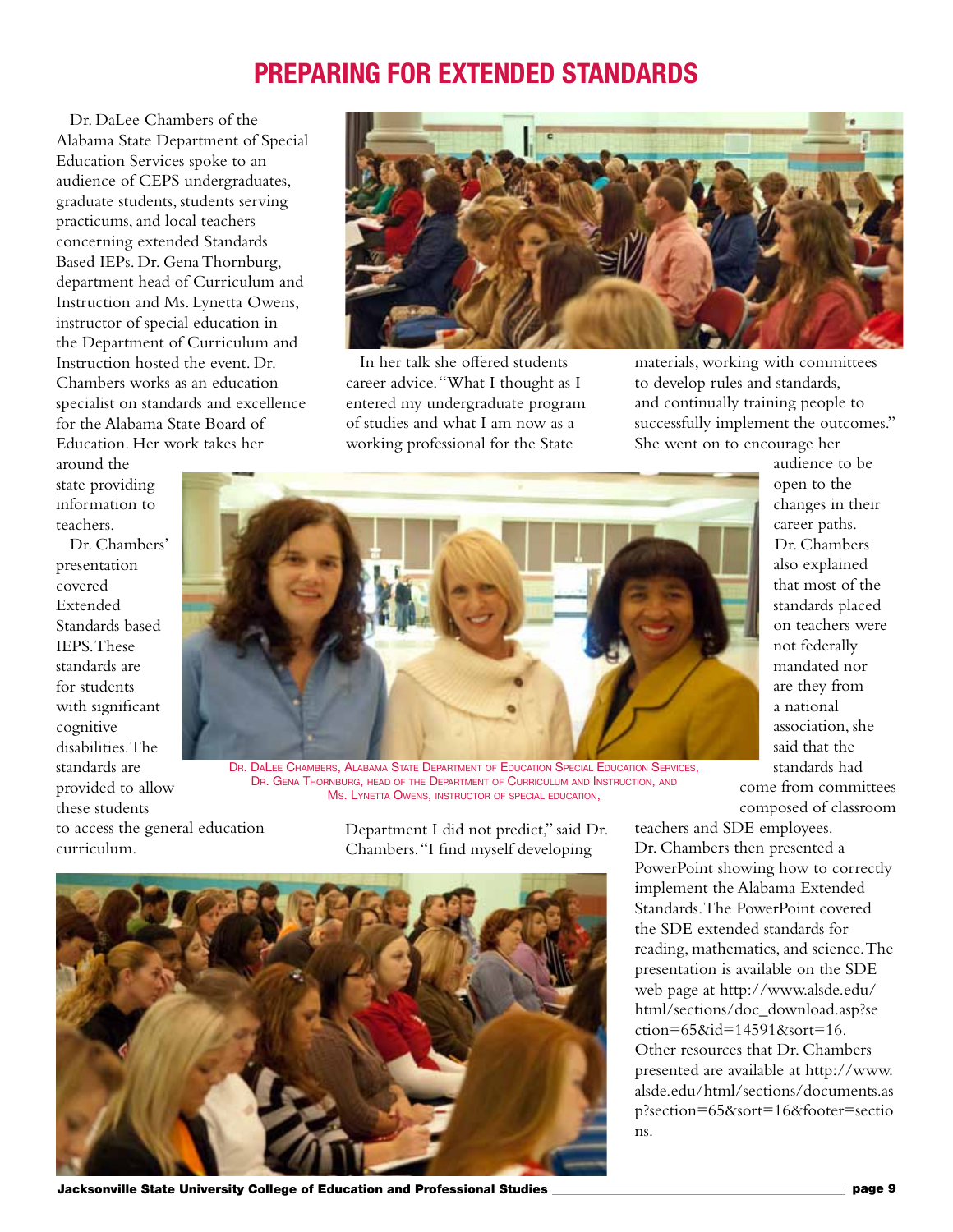# PREPARING FOR EXTENDED STANDARDS

Dr. DaLee Chambers of the Alabama State Department of Special Education Services spoke to an audience of CEPS undergraduates, graduate students, students serving practicums, and local teachers concerning extended Standards Based IEPs. Dr. Gena Thornburg, department head of Curriculum and Instruction and Ms. Lynetta Owens, instructor of special education in the Department of Curriculum and Instruction hosted the event. Dr. Chambers works as an education specialist on standards and excellence for the Alabama State Board of Education. Her work takes her around the state providing information to teachers.

Dr. Chambers' presentation covered Extended Standards based IEPS. These standards are for students with significant cognitive disabilities. The standards are provided to allow these students to access the general education curriculum.

In her talk she offered students career advice. "What I thought as I entered my undergraduate program of studies and what I am now as a working professional for the State Department I did not predict," said Dr. Chambers. "I find myself developing materials, working with committees to develop rules and standards, and continually training people to successfully implement the outcomes." She went on to encourage her audience to be open to the changes in their career paths.

Dr. Chambers also explained that most of the standards placed on teachers were not federally mandated nor are they from a national association, she said that the standards had come from committees composed of classroom teachers and SDE employees. Dr. Chambers then presented a PowerPoint showing how to correctly implement the Alabama Extended Standards. The PowerPoint covered the SDE extended standards for reading, mathematics, and science. The presentation is available on the SDE web page at http://www.alsde.edu/html/sections/doc_download.asp?section=65&id=14591&sort=16. Other resources that Dr. Chambers presented are available at http://www.alsde.edu/html/sections/documents.asp?section=65&sort=16&footer=sections.

Dr. DaLee Chambers, Alabama State Department of Education Special Education Services, Dr. Gena Thornburg, head of the Department of Curriculum and Instruction, and Ms. Lynetta Owens, instructor of special education,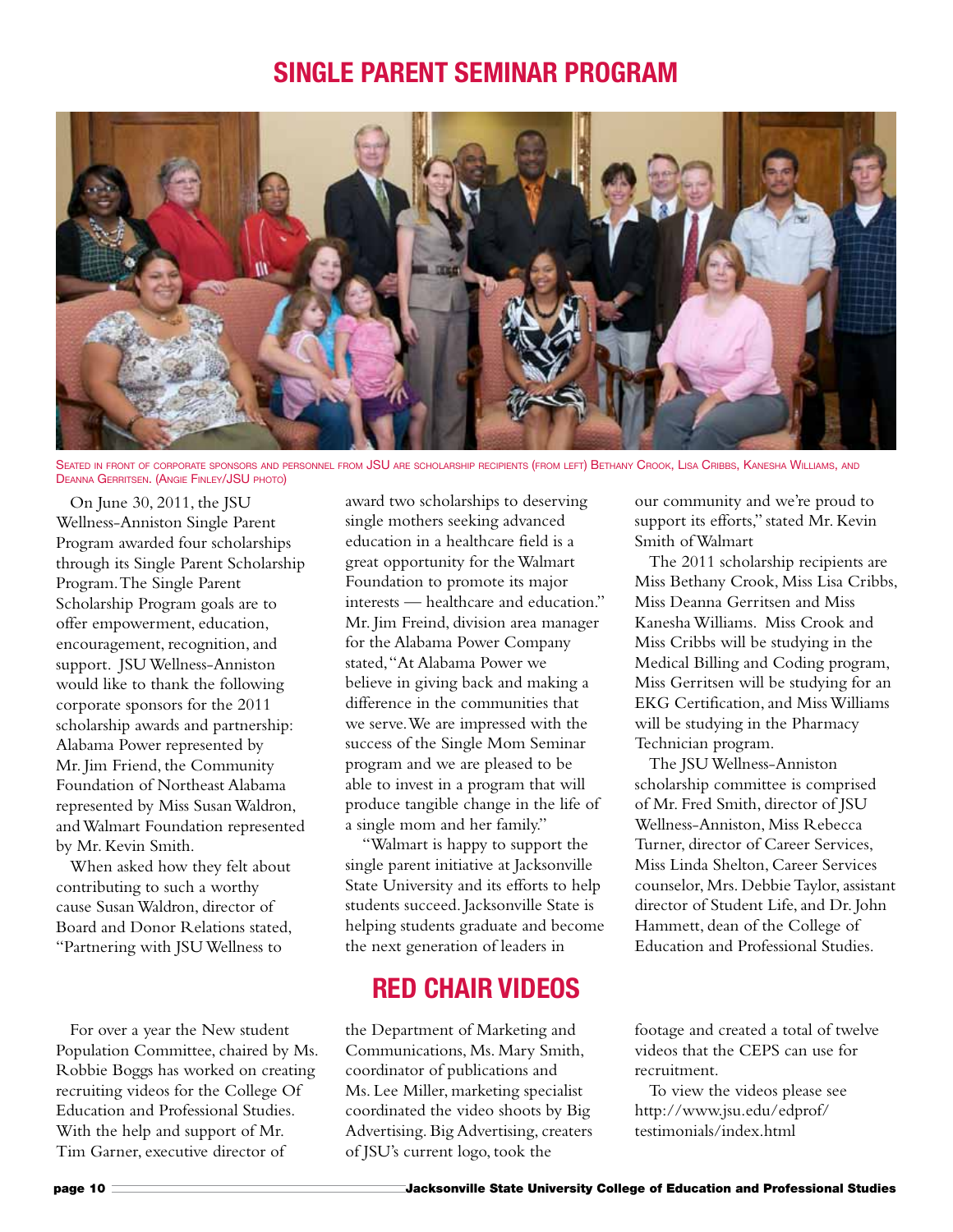# SINGLE PARENT SEMINAR PROGRAM

Seated in front of corporate sponsors and personnel from JSU are scholarship recipients (from left) Bethany Crook, Lisa Cribbs, Kanesha Williams, and Deanna Gerritsen. (Angie Finley/JSU photo)

On June 30, 2011, the JSU Wellness-Anniston Single Parent Program awarded four scholarships through its Single Parent Scholarship Program. The Single Parent Scholarship Program goals are to offer empowerment, education, encouragement, recognition, and support. JSU Wellness-Anniston would like to thank the following corporate sponsors for the 2011 scholarship awards and partnership: Alabama Power represented by Mr. Jim Friend, the Community Foundation of Northeast Alabama represented by Miss Susan Waldron, and Walmart Foundation represented by Mr. Kevin Smith.

When asked how they felt about contributing to such a worthy cause Susan Waldron, director of Board and Donor Relations stated, "Partnering with JSU Wellness to award two scholarships to deserving single mothers seeking advanced education in a healthcare field is a great opportunity for the Walmart Foundation to promote its major interests — healthcare and education." Mr. Jim Freind, division area manager for the Alabama Power Company stated, "At Alabama Power we believe in giving back and making a difference in the communities that we serve. We are impressed with the success of the Single Mom Seminar program and we are pleased to be able to invest in a program that will produce tangible change in the life of a single mom and her family."

"Walmart is happy to support the single parent initiative at Jacksonville State University and its efforts to help students succeed. Jacksonville State is helping students graduate and become the next generation of leaders in our community and we're proud to support its efforts," stated Mr. Kevin Smith of Walmart

The 2011 scholarship recipients are Miss Bethany Crook, Miss Lisa Cribbs, Miss Deanna Gerritsen and Miss Kanesha Williams. Miss Crook and Miss Cribbs will be studying in the Medical Billing and Coding program, Miss Gerritsen will be studying for an EKG Certification, and Miss Williams will be studying in the Pharmacy Technician program.

The JSU Wellness-Anniston scholarship committee is comprised of Mr. Fred Smith, director of JSU Wellness-Anniston, Miss Rebecca Turner, director of Career Services, Miss Linda Shelton, Career Services counselor, Mrs. Debbie Taylor, assistant director of Student Life, and Dr. John Hammett, dean of the College of Education and Professional Studies.

# RED CHAIR VIDEOS

For over a year the New student Population Committee, chaired by Ms. Robbie Boggs has worked on creating recruiting videos for the College Of Education and Professional Studies. With the help and support of Mr. Tim Garner, executive director of the Department of Marketing and Communications, Ms. Mary Smith, coordinator of publications and Ms. Lee Miller, marketing specialist coordinated the video shoots by Big Advertising. Big Advertising, creaters of JSU's current logo, took the footage and created a total of twelve videos that the CEPS can use for recruitment.

To view the videos please see http://www.jsu.edu/edprof/testimonials/index.html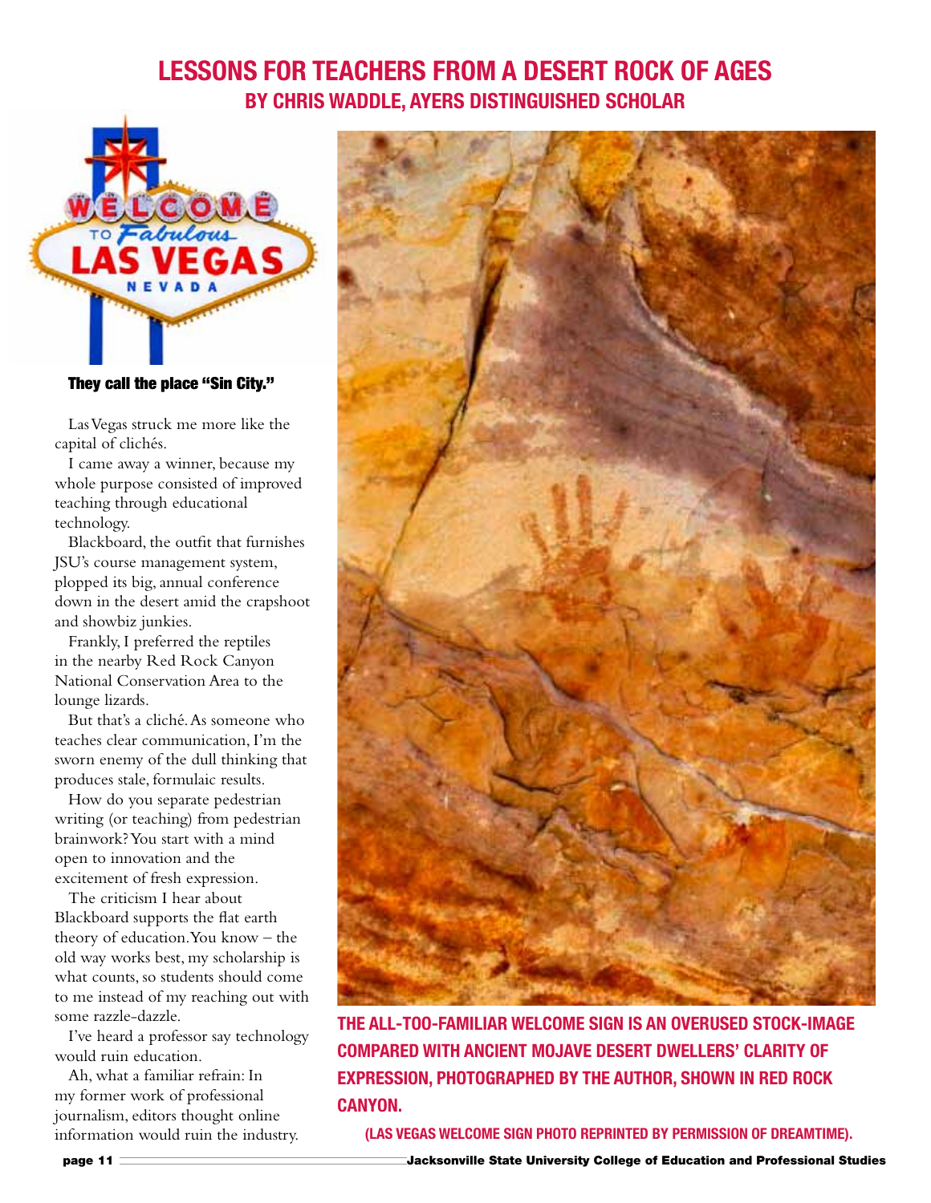# LESSONS FOR TEACHERS FROM A DESERT ROCK OF AGES

## BY CHRIS WADDLE, AYERS DISTINGUISHED SCHOLAR

**They call the place "Sin City."**

Las Vegas struck me more like the capital of clichés.

I came away a winner, because my whole purpose consisted of improved teaching through educational technology.

Blackboard, the outfit that furnishes JSU's course management system, plopped its big, annual conference down in the desert amid the crapshoot and showbiz junkies.

Frankly, I preferred the reptiles in the nearby Red Rock Canyon National Conservation Area to the lounge lizards.

But that's a cliché. As someone who teaches clear communication, I'm the sworn enemy of the dull thinking that produces stale, formulaic results.

How do you separate pedestrian writing (or teaching) from pedestrian brainwork? You start with a mind open to innovation and the excitement of fresh expression.

The criticism I hear about Blackboard supports the flat earth theory of education. You know – the old way works best, my scholarship is what counts, so students should come to me instead of my reaching out with some razzle-dazzle.

I've heard a professor say technology would ruin education.

Ah, what a familiar refrain: In my former work of professional journalism, editors thought online information would ruin the industry.

**THE ALL-TOO-FAMILIAR WELCOME SIGN IS AN OVERUSED STOCK-IMAGE COMPARED WITH ANCIENT MOJAVE DESERT DWELLERS' CLARITY OF EXPRESSION, PHOTOGRAPHED BY THE AUTHOR, SHOWN IN RED ROCK CANYON.**

**(LAS VEGAS WELCOME SIGN PHOTO REPRINTED BY PERMISSION OF DREAMTIME).**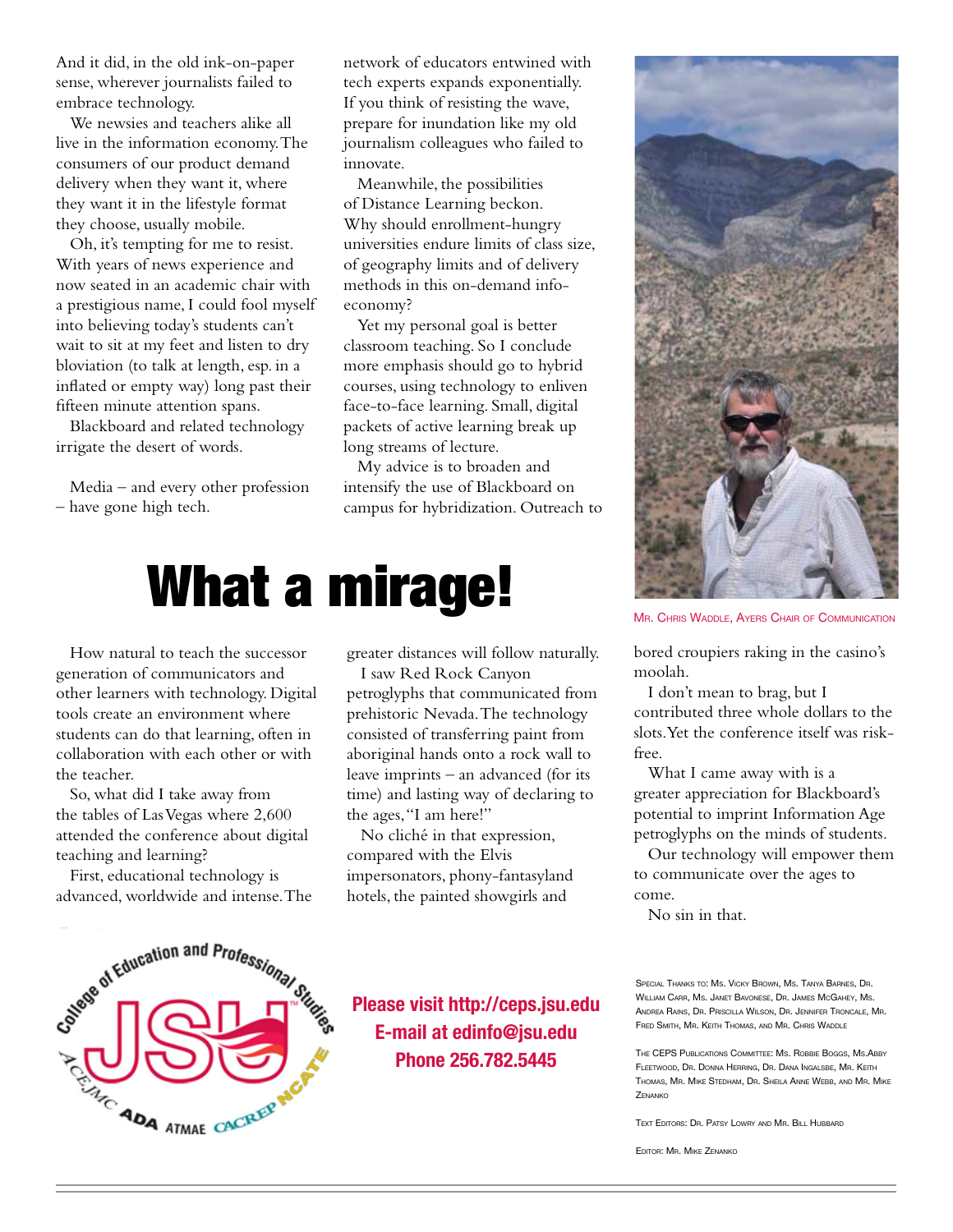And it did, in the old ink-on-paper sense, wherever journalists failed to embrace technology.

We newsies and teachers alike all live in the information economy. The consumers of our product demand delivery when they want it, where they want it in the lifestyle format they choose, usually mobile.

Oh, it's tempting for me to resist. With years of news experience and now seated in an academic chair with a prestigious name, I could fool myself into believing today's students can't wait to sit at my feet and listen to dry bloviation (to talk at length, esp. in a inflated or empty way) long past their fifteen minute attention spans.

Blackboard and related technology irrigate the desert of words.

Media – and every other profession – have gone high tech.

network of educators entwined with tech experts expands exponentially. If you think of resisting the wave, prepare for inundation like my old journalism colleagues who failed to innovate.

Meanwhile, the possibilities of Distance Learning beckon. Why should enrollment-hungry universities endure limits of class size, of geography limits and of delivery methods in this on-demand info-economy?

Yet my personal goal is better classroom teaching. So I conclude more emphasis should go to hybrid courses, using technology to enliven face-to-face learning. Small, digital packets of active learning break up long streams of lecture.

My advice is to broaden and intensify the use of Blackboard on campus for hybridization. Outreach to greater distances will follow naturally.

Mr. Chris Waddle, Ayers Chair of Communication

# What a mirage!

How natural to teach the successor generation of communicators and other learners with technology. Digital tools create an environment where students can do that learning, often in collaboration with each other or with the teacher.

So, what did I take away from the tables of Las Vegas where 2,600 attended the conference about digital teaching and learning?

First, educational technology is advanced, worldwide and intense. The

I saw Red Rock Canyon petroglyphs that communicated from prehistoric Nevada. The technology consisted of transferring paint from aboriginal hands onto a rock wall to leave imprints – an advanced (for its time) and lasting way of declaring to the ages, "I am here!"

No cliché in that expression, compared with the Elvis impersonators, phony-fantasyland hotels, the painted showgirls and bored croupiers raking in the casino's moolah.

I don't mean to brag, but I contributed three whole dollars to the slots. Yet the conference itself was risk-free.

What I came away with is a greater appreciation for Blackboard's potential to imprint Information Age petroglyphs on the minds of students.

Our technology will empower them to communicate over the ages to come.

No sin in that.

College of Education and Professional Studies
JSU
ACEJMC ADA ATMAE CACREP NCATE

**Please visit http://ceps.jsu.edu**
**E-mail at edinfo@jsu.edu**
**Phone 256.782.5445**

Special Thanks to: Ms. Vicky Brown, Ms. Tanya Barnes, Dr. William Carr, Ms. Janet Bavonese, Dr. James McGahey, Ms. Andrea Rains, Dr. Priscilla Wilson, Dr. Jennifer Troncale, Mr. Fred Smith, Mr. Keith Thomas, and Mr. Chris Waddle

The CEPS Publications Committee: Ms. Robbie Boggs, Ms. Abby Fleetwood, Dr. Donna Herring, Dr. Dana Ingalsbe, Mr. Keith Thomas, Mr. Mike Stedham, Dr. Sheila Anne Webb, and Mr. Mike Zenanko

Text Editors: Dr. Patsy Lowry and Mr. Bill Hubbard

Editor: Mr. Mike Zenanko